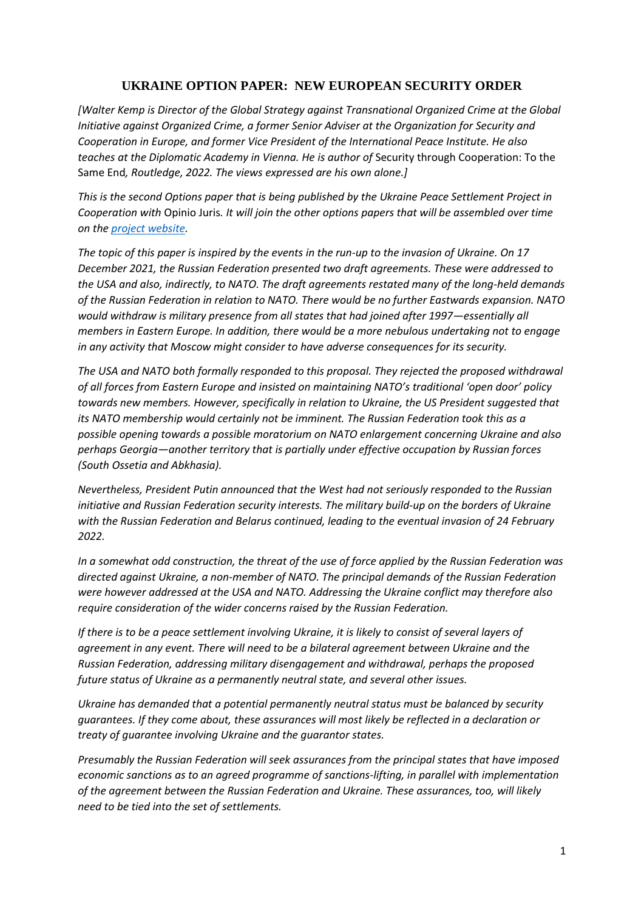# UKRAINE OPTION PAPER: NEW EUROPEAN SECURITY ORDER

*[Walter Kemp is Director of the Global Strategy against Transnational Organized Crime at the Global Initiative against Organized Crime, a former Senior Adviser at the Organization for Security and Cooperation in Europe, and former Vice President of the International Peace Institute. He also teaches at the Diplomatic Academy in Vienna. He is author of* Security through Cooperation: To the Same End*, Routledge, 2022. The views expressed are his own alone.]*

*This is the second Options paper that is being published by the Ukraine Peace Settlement Project in Cooperation with* Opinio Juris*. It will join the other options papers that will be assembled over time on the [project website](project website).*

*The topic of this paper is inspired by the events in the run-up to the invasion of Ukraine. On 17 December 2021, the Russian Federation presented two draft agreements. These were addressed to the USA and also, indirectly, to NATO. The draft agreements restated many of the long-held demands of the Russian Federation in relation to NATO. There would be no further Eastwards expansion. NATO would withdraw is military presence from all states that had joined after 1997—essentially all members in Eastern Europe. In addition, there would be a more nebulous undertaking not to engage in any activity that Moscow might consider to have adverse consequences for its security.*

*The USA and NATO both formally responded to this proposal. They rejected the proposed withdrawal of all forces from Eastern Europe and insisted on maintaining NATO's traditional 'open door' policy towards new members. However, specifically in relation to Ukraine, the US President suggested that its NATO membership would certainly not be imminent. The Russian Federation took this as a possible opening towards a possible moratorium on NATO enlargement concerning Ukraine and also perhaps Georgia—another territory that is partially under effective occupation by Russian forces (South Ossetia and Abkhasia).*

*Nevertheless, President Putin announced that the West had not seriously responded to the Russian initiative and Russian Federation security interests. The military build-up on the borders of Ukraine with the Russian Federation and Belarus continued, leading to the eventual invasion of 24 February 2022.*

*In a somewhat odd construction, the threat of the use of force applied by the Russian Federation was directed against Ukraine, a non-member of NATO. The principal demands of the Russian Federation were however addressed at the USA and NATO. Addressing the Ukraine conflict may therefore also require consideration of the wider concerns raised by the Russian Federation.*

*If there is to be a peace settlement involving Ukraine, it is likely to consist of several layers of agreement in any event. There will need to be a bilateral agreement between Ukraine and the Russian Federation, addressing military disengagement and withdrawal, perhaps the proposed future status of Ukraine as a permanently neutral state, and several other issues.*

*Ukraine has demanded that a potential permanently neutral status must be balanced by security guarantees. If they come about, these assurances will most likely be reflected in a declaration or treaty of guarantee involving Ukraine and the guarantor states.*

*Presumably the Russian Federation will seek assurances from the principal states that have imposed economic sanctions as to an agreed programme of sanctions-lifting, in parallel with implementation of the agreement between the Russian Federation and Ukraine. These assurances, too, will likely need to be tied into the set of settlements.*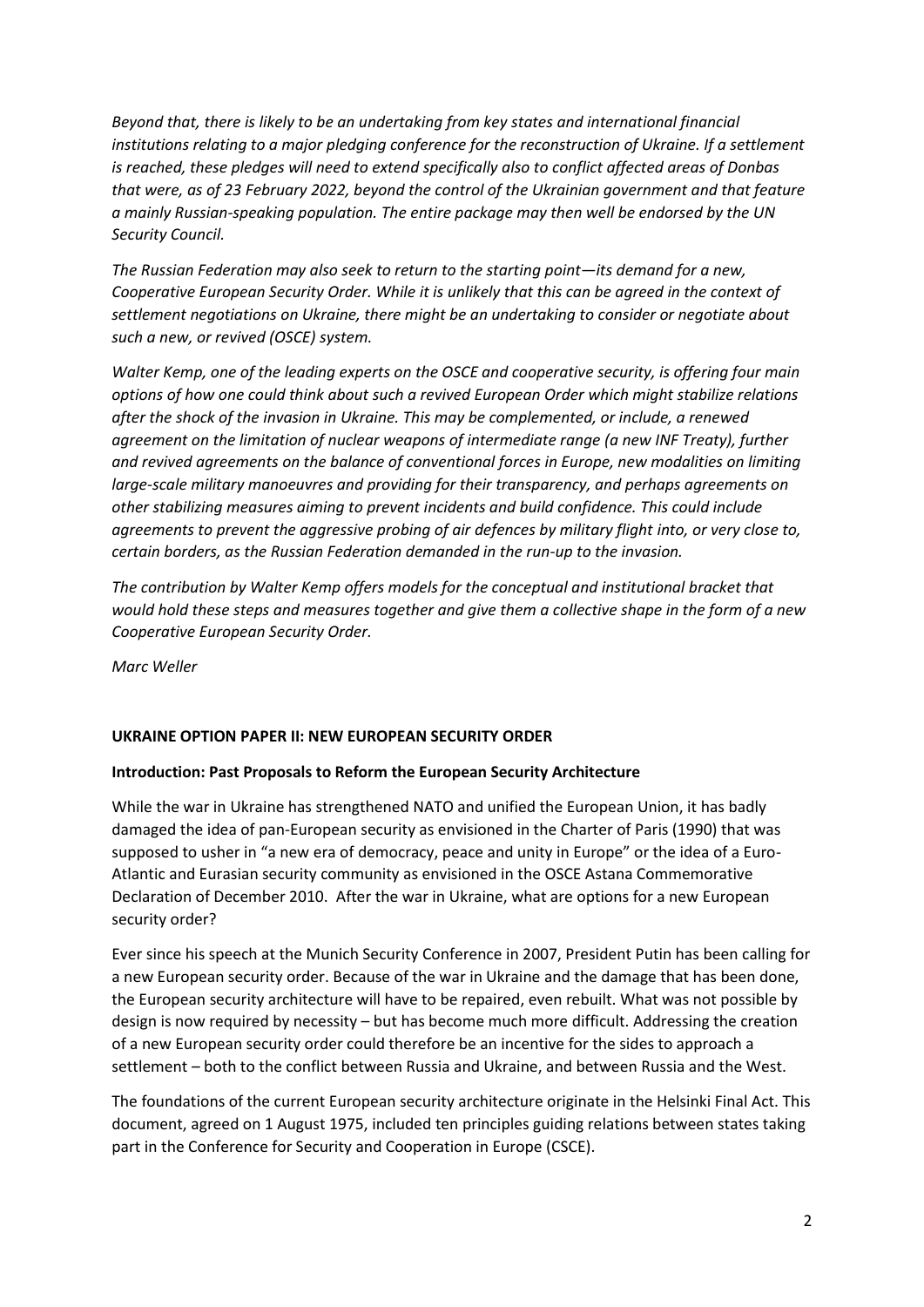*Beyond that, there is likely to be an undertaking from key states and international financial institutions relating to a major pledging conference for the reconstruction of Ukraine. If a settlement is reached, these pledges will need to extend specifically also to conflict affected areas of Donbas that were, as of 23 February 2022, beyond the control of the Ukrainian government and that feature a mainly Russian-speaking population. The entire package may then well be endorsed by the UN Security Council.*

*The Russian Federation may also seek to return to the starting point—its demand for a new, Cooperative European Security Order. While it is unlikely that this can be agreed in the context of settlement negotiations on Ukraine, there might be an undertaking to consider or negotiate about such a new, or revived (OSCE) system.*

*Walter Kemp, one of the leading experts on the OSCE and cooperative security, is offering four main options of how one could think about such a revived European Order which might stabilize relations after the shock of the invasion in Ukraine. This may be complemented, or include, a renewed agreement on the limitation of nuclear weapons of intermediate range (a new INF Treaty), further and revived agreements on the balance of conventional forces in Europe, new modalities on limiting large-scale military manoeuvres and providing for their transparency, and perhaps agreements on other stabilizing measures aiming to prevent incidents and build confidence. This could include agreements to prevent the aggressive probing of air defences by military flight into, or very close to, certain borders, as the Russian Federation demanded in the run-up to the invasion.*

*The contribution by Walter Kemp offers models for the conceptual and institutional bracket that would hold these steps and measures together and give them a collective shape in the form of a new Cooperative European Security Order.*

*Marc Weller*

## UKRAINE OPTION PAPER II: NEW EUROPEAN SECURITY ORDER

### Introduction: Past Proposals to Reform the European Security Architecture

While the war in Ukraine has strengthened NATO and unified the European Union, it has badly damaged the idea of pan-European security as envisioned in the Charter of Paris (1990) that was supposed to usher in "a new era of democracy, peace and unity in Europe" or the idea of a Euro-Atlantic and Eurasian security community as envisioned in the OSCE Astana Commemorative Declaration of December 2010. After the war in Ukraine, what are options for a new European security order?

Ever since his speech at the Munich Security Conference in 2007, President Putin has been calling for a new European security order. Because of the war in Ukraine and the damage that has been done, the European security architecture will have to be repaired, even rebuilt. What was not possible by design is now required by necessity – but has become much more difficult. Addressing the creation of a new European security order could therefore be an incentive for the sides to approach a settlement – both to the conflict between Russia and Ukraine, and between Russia and the West.

The foundations of the current European security architecture originate in the Helsinki Final Act. This document, agreed on 1 August 1975, included ten principles guiding relations between states taking part in the Conference for Security and Cooperation in Europe (CSCE).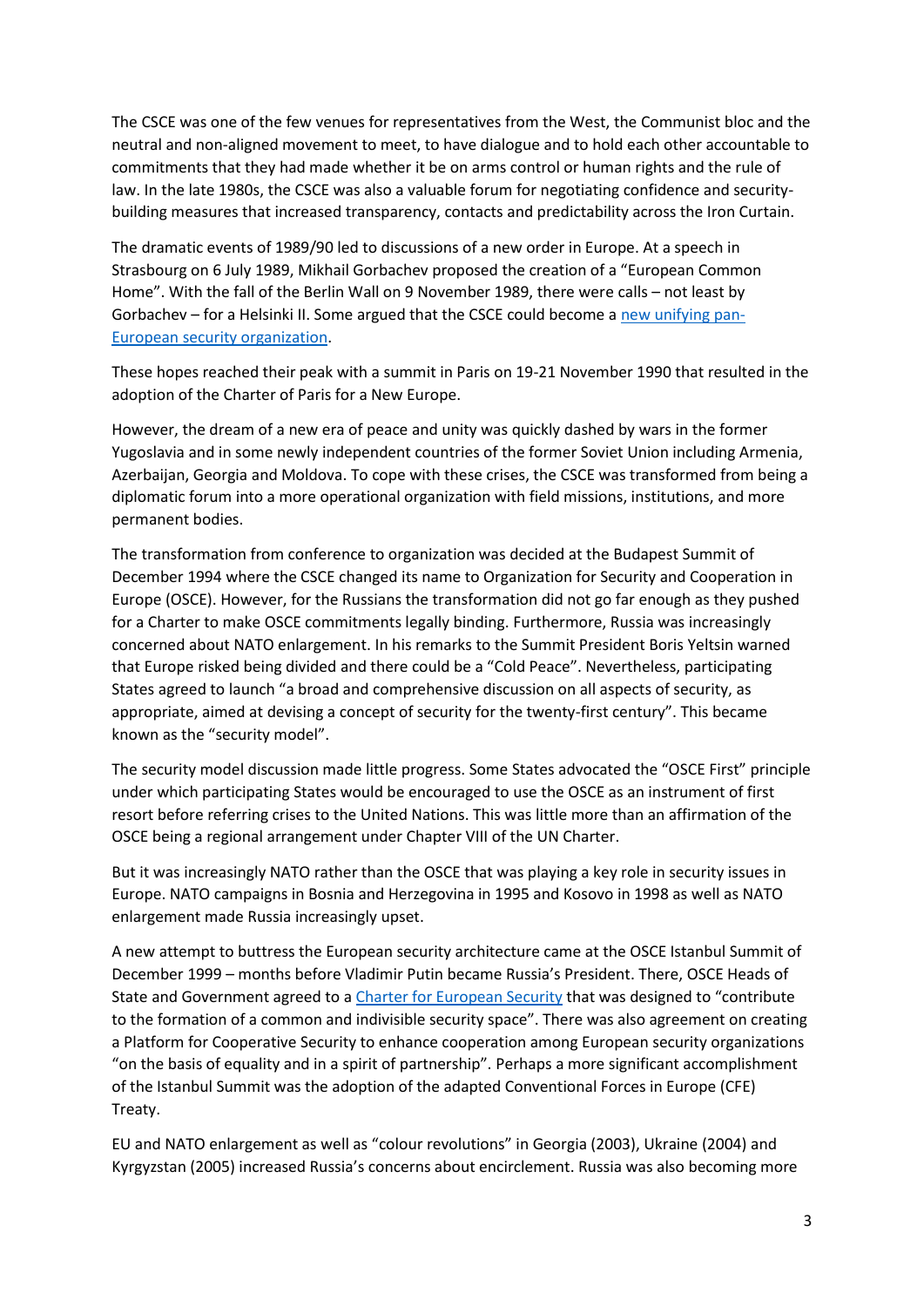The CSCE was one of the few venues for representatives from the West, the Communist bloc and the neutral and non-aligned movement to meet, to have dialogue and to hold each other accountable to commitments that they had made whether it be on arms control or human rights and the rule of law. In the late 1980s, the CSCE was also a valuable forum for negotiating confidence and security-building measures that increased transparency, contacts and predictability across the Iron Curtain.

The dramatic events of 1989/90 led to discussions of a new order in Europe. At a speech in Strasbourg on 6 July 1989, Mikhail Gorbachev proposed the creation of a "European Common Home". With the fall of the Berlin Wall on 9 November 1989, there were calls – not least by Gorbachev – for a Helsinki II. Some argued that the CSCE could become a new unifying pan-European security organization.

These hopes reached their peak with a summit in Paris on 19-21 November 1990 that resulted in the adoption of the Charter of Paris for a New Europe.

However, the dream of a new era of peace and unity was quickly dashed by wars in the former Yugoslavia and in some newly independent countries of the former Soviet Union including Armenia, Azerbaijan, Georgia and Moldova. To cope with these crises, the CSCE was transformed from being a diplomatic forum into a more operational organization with field missions, institutions, and more permanent bodies.

The transformation from conference to organization was decided at the Budapest Summit of December 1994 where the CSCE changed its name to Organization for Security and Cooperation in Europe (OSCE). However, for the Russians the transformation did not go far enough as they pushed for a Charter to make OSCE commitments legally binding. Furthermore, Russia was increasingly concerned about NATO enlargement. In his remarks to the Summit President Boris Yeltsin warned that Europe risked being divided and there could be a "Cold Peace". Nevertheless, participating States agreed to launch "a broad and comprehensive discussion on all aspects of security, as appropriate, aimed at devising a concept of security for the twenty-first century". This became known as the "security model".

The security model discussion made little progress. Some States advocated the "OSCE First" principle under which participating States would be encouraged to use the OSCE as an instrument of first resort before referring crises to the United Nations. This was little more than an affirmation of the OSCE being a regional arrangement under Chapter VIII of the UN Charter.

But it was increasingly NATO rather than the OSCE that was playing a key role in security issues in Europe. NATO campaigns in Bosnia and Herzegovina in 1995 and Kosovo in 1998 as well as NATO enlargement made Russia increasingly upset.

A new attempt to buttress the European security architecture came at the OSCE Istanbul Summit of December 1999 – months before Vladimir Putin became Russia's President. There, OSCE Heads of State and Government agreed to a Charter for European Security that was designed to "contribute to the formation of a common and indivisible security space". There was also agreement on creating a Platform for Cooperative Security to enhance cooperation among European security organizations "on the basis of equality and in a spirit of partnership". Perhaps a more significant accomplishment of the Istanbul Summit was the adoption of the adapted Conventional Forces in Europe (CFE) Treaty.

EU and NATO enlargement as well as "colour revolutions" in Georgia (2003), Ukraine (2004) and Kyrgyzstan (2005) increased Russia's concerns about encirclement. Russia was also becoming more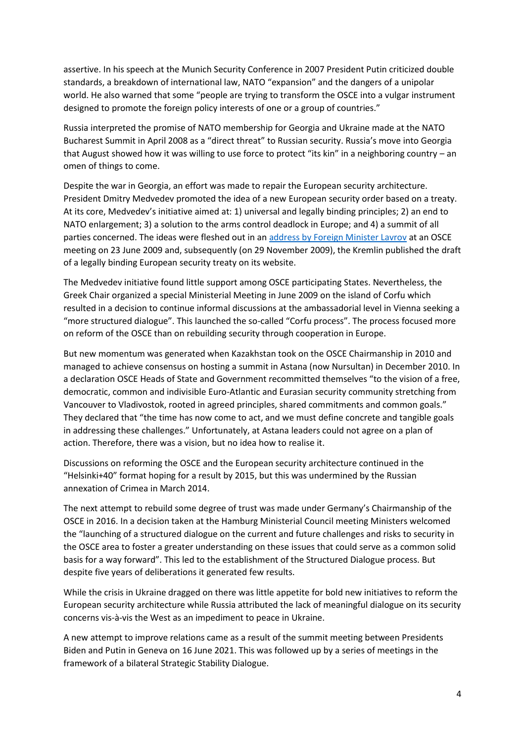assertive. In his speech at the Munich Security Conference in 2007 President Putin criticized double standards, a breakdown of international law, NATO "expansion" and the dangers of a unipolar world. He also warned that some "people are trying to transform the OSCE into a vulgar instrument designed to promote the foreign policy interests of one or a group of countries."

Russia interpreted the promise of NATO membership for Georgia and Ukraine made at the NATO Bucharest Summit in April 2008 as a "direct threat" to Russian security. Russia's move into Georgia that August showed how it was willing to use force to protect "its kin" in a neighboring country – an omen of things to come.

Despite the war in Georgia, an effort was made to repair the European security architecture. President Dmitry Medvedev promoted the idea of a new European security order based on a treaty. At its core, Medvedev's initiative aimed at: 1) universal and legally binding principles; 2) an end to NATO enlargement; 3) a solution to the arms control deadlock in Europe; and 4) a summit of all parties concerned. The ideas were fleshed out in an address by Foreign Minister Lavrov at an OSCE meeting on 23 June 2009 and, subsequently (on 29 November 2009), the Kremlin published the draft of a legally binding European security treaty on its website.

The Medvedev initiative found little support among OSCE participating States. Nevertheless, the Greek Chair organized a special Ministerial Meeting in June 2009 on the island of Corfu which resulted in a decision to continue informal discussions at the ambassadorial level in Vienna seeking a "more structured dialogue". This launched the so-called "Corfu process". The process focused more on reform of the OSCE than on rebuilding security through cooperation in Europe.

But new momentum was generated when Kazakhstan took on the OSCE Chairmanship in 2010 and managed to achieve consensus on hosting a summit in Astana (now Nursultan) in December 2010. In a declaration OSCE Heads of State and Government recommitted themselves "to the vision of a free, democratic, common and indivisible Euro-Atlantic and Eurasian security community stretching from Vancouver to Vladivostok, rooted in agreed principles, shared commitments and common goals." They declared that "the time has now come to act, and we must define concrete and tangible goals in addressing these challenges." Unfortunately, at Astana leaders could not agree on a plan of action. Therefore, there was a vision, but no idea how to realise it.

Discussions on reforming the OSCE and the European security architecture continued in the "Helsinki+40" format hoping for a result by 2015, but this was undermined by the Russian annexation of Crimea in March 2014.

The next attempt to rebuild some degree of trust was made under Germany's Chairmanship of the OSCE in 2016. In a decision taken at the Hamburg Ministerial Council meeting Ministers welcomed the "launching of a structured dialogue on the current and future challenges and risks to security in the OSCE area to foster a greater understanding on these issues that could serve as a common solid basis for a way forward". This led to the establishment of the Structured Dialogue process. But despite five years of deliberations it generated few results.

While the crisis in Ukraine dragged on there was little appetite for bold new initiatives to reform the European security architecture while Russia attributed the lack of meaningful dialogue on its security concerns vis-à-vis the West as an impediment to peace in Ukraine.

A new attempt to improve relations came as a result of the summit meeting between Presidents Biden and Putin in Geneva on 16 June 2021. This was followed up by a series of meetings in the framework of a bilateral Strategic Stability Dialogue.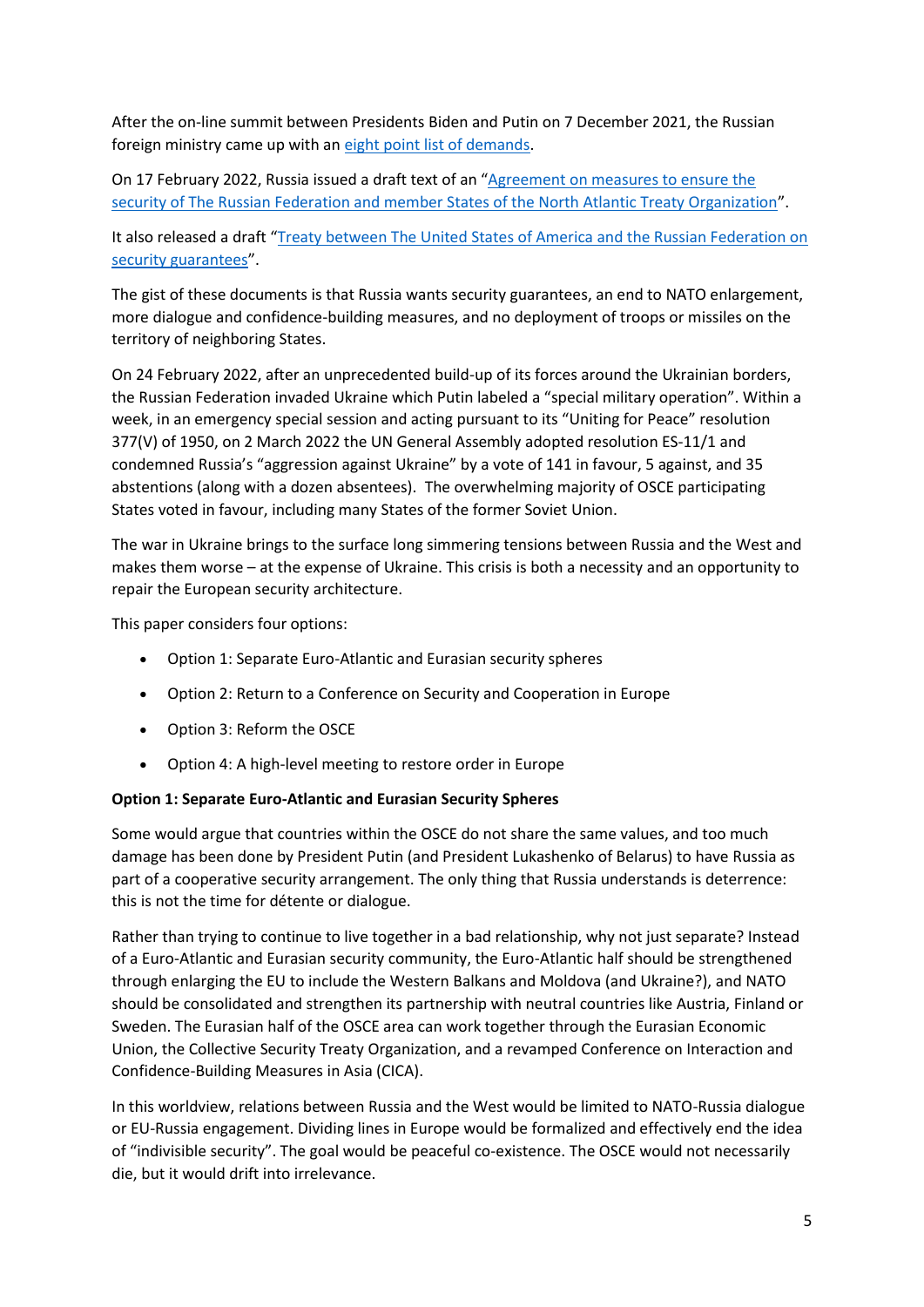After the on-line summit between Presidents Biden and Putin on 7 December 2021, the Russian foreign ministry came up with an eight point list of demands.

On 17 February 2022, Russia issued a draft text of an "Agreement on measures to ensure the security of The Russian Federation and member States of the North Atlantic Treaty Organization".

It also released a draft "Treaty between The United States of America and the Russian Federation on security guarantees".

The gist of these documents is that Russia wants security guarantees, an end to NATO enlargement, more dialogue and confidence-building measures, and no deployment of troops or missiles on the territory of neighboring States.

On 24 February 2022, after an unprecedented build-up of its forces around the Ukrainian borders, the Russian Federation invaded Ukraine which Putin labeled a "special military operation". Within a week, in an emergency special session and acting pursuant to its "Uniting for Peace" resolution 377(V) of 1950, on 2 March 2022 the UN General Assembly adopted resolution ES-11/1 and condemned Russia's "aggression against Ukraine" by a vote of 141 in favour, 5 against, and 35 abstentions (along with a dozen absentees). The overwhelming majority of OSCE participating States voted in favour, including many States of the former Soviet Union.

The war in Ukraine brings to the surface long simmering tensions between Russia and the West and makes them worse – at the expense of Ukraine. This crisis is both a necessity and an opportunity to repair the European security architecture.

This paper considers four options:

- Option 1: Separate Euro-Atlantic and Eurasian security spheres
- Option 2: Return to a Conference on Security and Cooperation in Europe
- Option 3: Reform the OSCE
- Option 4: A high-level meeting to restore order in Europe

**Option 1: Separate Euro-Atlantic and Eurasian Security Spheres**

Some would argue that countries within the OSCE do not share the same values, and too much damage has been done by President Putin (and President Lukashenko of Belarus) to have Russia as part of a cooperative security arrangement. The only thing that Russia understands is deterrence: this is not the time for détente or dialogue.

Rather than trying to continue to live together in a bad relationship, why not just separate? Instead of a Euro-Atlantic and Eurasian security community, the Euro-Atlantic half should be strengthened through enlarging the EU to include the Western Balkans and Moldova (and Ukraine?), and NATO should be consolidated and strengthen its partnership with neutral countries like Austria, Finland or Sweden. The Eurasian half of the OSCE area can work together through the Eurasian Economic Union, the Collective Security Treaty Organization, and a revamped Conference on Interaction and Confidence-Building Measures in Asia (CICA).

In this worldview, relations between Russia and the West would be limited to NATO-Russia dialogue or EU-Russia engagement. Dividing lines in Europe would be formalized and effectively end the idea of "indivisible security". The goal would be peaceful co-existence. The OSCE would not necessarily die, but it would drift into irrelevance.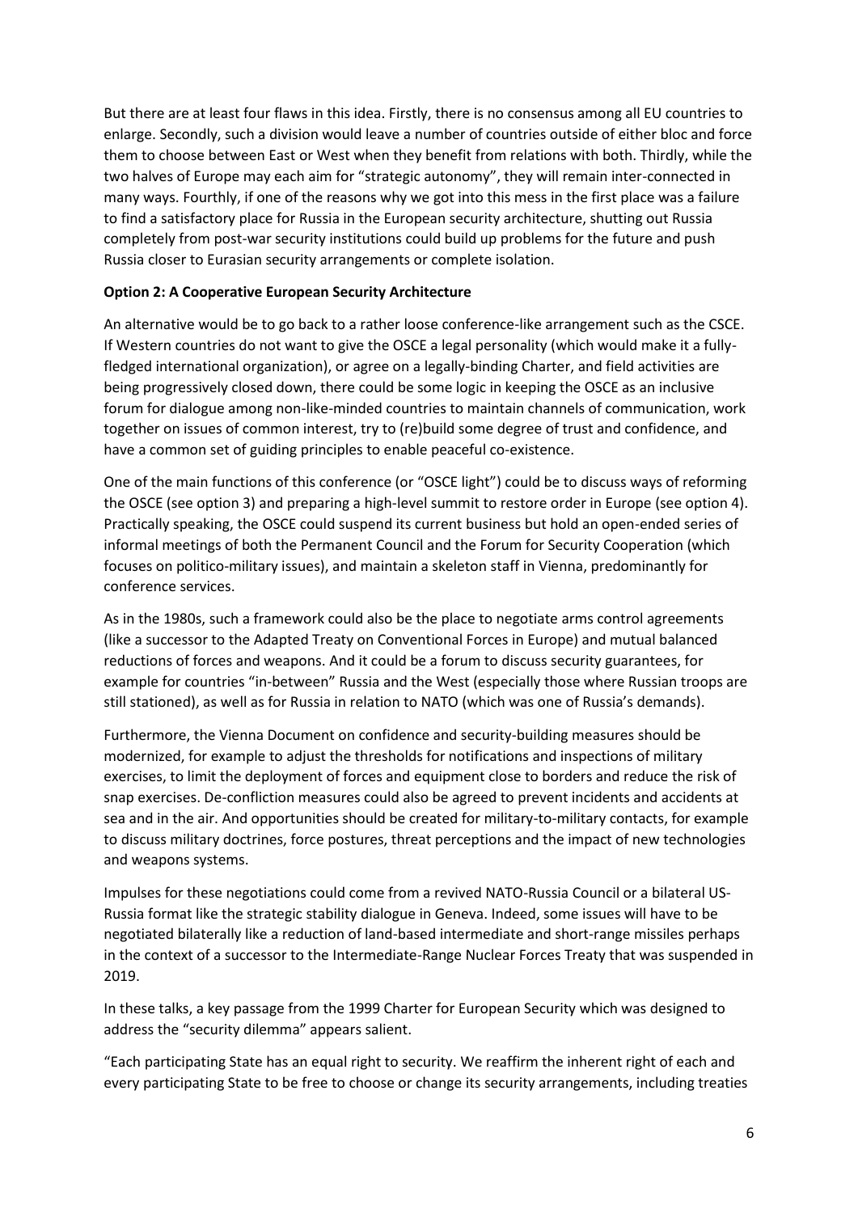But there are at least four flaws in this idea. Firstly, there is no consensus among all EU countries to enlarge. Secondly, such a division would leave a number of countries outside of either bloc and force them to choose between East or West when they benefit from relations with both. Thirdly, while the two halves of Europe may each aim for "strategic autonomy", they will remain inter-connected in many ways. Fourthly, if one of the reasons why we got into this mess in the first place was a failure to find a satisfactory place for Russia in the European security architecture, shutting out Russia completely from post-war security institutions could build up problems for the future and push Russia closer to Eurasian security arrangements or complete isolation.

**Option 2: A Cooperative European Security Architecture**

An alternative would be to go back to a rather loose conference-like arrangement such as the CSCE. If Western countries do not want to give the OSCE a legal personality (which would make it a fully-fledged international organization), or agree on a legally-binding Charter, and field activities are being progressively closed down, there could be some logic in keeping the OSCE as an inclusive forum for dialogue among non-like-minded countries to maintain channels of communication, work together on issues of common interest, try to (re)build some degree of trust and confidence, and have a common set of guiding principles to enable peaceful co-existence.

One of the main functions of this conference (or "OSCE light") could be to discuss ways of reforming the OSCE (see option 3) and preparing a high-level summit to restore order in Europe (see option 4). Practically speaking, the OSCE could suspend its current business but hold an open-ended series of informal meetings of both the Permanent Council and the Forum for Security Cooperation (which focuses on politico-military issues), and maintain a skeleton staff in Vienna, predominantly for conference services.

As in the 1980s, such a framework could also be the place to negotiate arms control agreements (like a successor to the Adapted Treaty on Conventional Forces in Europe) and mutual balanced reductions of forces and weapons. And it could be a forum to discuss security guarantees, for example for countries "in-between" Russia and the West (especially those where Russian troops are still stationed), as well as for Russia in relation to NATO (which was one of Russia's demands).

Furthermore, the Vienna Document on confidence and security-building measures should be modernized, for example to adjust the thresholds for notifications and inspections of military exercises, to limit the deployment of forces and equipment close to borders and reduce the risk of snap exercises. De-confliction measures could also be agreed to prevent incidents and accidents at sea and in the air. And opportunities should be created for military-to-military contacts, for example to discuss military doctrines, force postures, threat perceptions and the impact of new technologies and weapons systems.

Impulses for these negotiations could come from a revived NATO-Russia Council or a bilateral US-Russia format like the strategic stability dialogue in Geneva. Indeed, some issues will have to be negotiated bilaterally like a reduction of land-based intermediate and short-range missiles perhaps in the context of a successor to the Intermediate-Range Nuclear Forces Treaty that was suspended in 2019.

In these talks, a key passage from the 1999 Charter for European Security which was designed to address the "security dilemma" appears salient.

"Each participating State has an equal right to security. We reaffirm the inherent right of each and every participating State to be free to choose or change its security arrangements, including treaties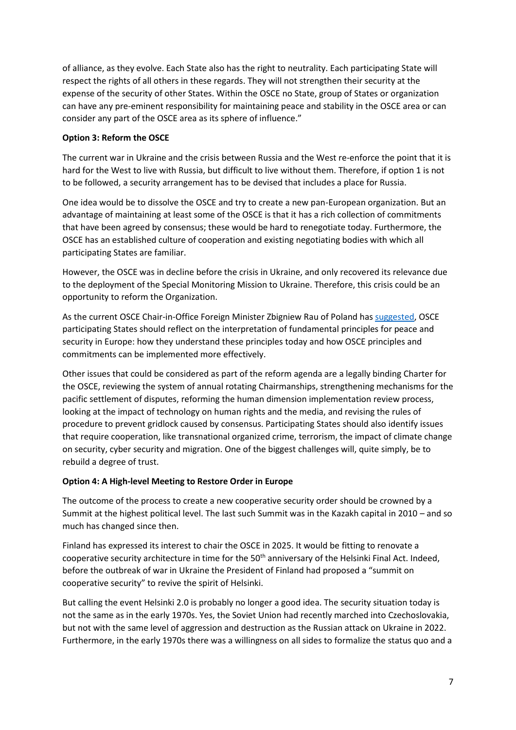of alliance, as they evolve. Each State also has the right to neutrality. Each participating State will respect the rights of all others in these regards. They will not strengthen their security at the expense of the security of other States. Within the OSCE no State, group of States or organization can have any pre-eminent responsibility for maintaining peace and stability in the OSCE area or can consider any part of the OSCE area as its sphere of influence."

**Option 3: Reform the OSCE**

The current war in Ukraine and the crisis between Russia and the West re-enforce the point that it is hard for the West to live with Russia, but difficult to live without them. Therefore, if option 1 is not to be followed, a security arrangement has to be devised that includes a place for Russia.

One idea would be to dissolve the OSCE and try to create a new pan-European organization. But an advantage of maintaining at least some of the OSCE is that it has a rich collection of commitments that have been agreed by consensus; these would be hard to renegotiate today. Furthermore, the OSCE has an established culture of cooperation and existing negotiating bodies with which all participating States are familiar.

However, the OSCE was in decline before the crisis in Ukraine, and only recovered its relevance due to the deployment of the Special Monitoring Mission to Ukraine. Therefore, this crisis could be an opportunity to reform the Organization.

As the current OSCE Chair-in-Office Foreign Minister Zbigniew Rau of Poland has suggested, OSCE participating States should reflect on the interpretation of fundamental principles for peace and security in Europe: how they understand these principles today and how OSCE principles and commitments can be implemented more effectively.

Other issues that could be considered as part of the reform agenda are a legally binding Charter for the OSCE, reviewing the system of annual rotating Chairmanships, strengthening mechanisms for the pacific settlement of disputes, reforming the human dimension implementation review process, looking at the impact of technology on human rights and the media, and revising the rules of procedure to prevent gridlock caused by consensus. Participating States should also identify issues that require cooperation, like transnational organized crime, terrorism, the impact of climate change on security, cyber security and migration. One of the biggest challenges will, quite simply, be to rebuild a degree of trust.

**Option 4: A High-level Meeting to Restore Order in Europe**

The outcome of the process to create a new cooperative security order should be crowned by a Summit at the highest political level. The last such Summit was in the Kazakh capital in 2010 – and so much has changed since then.

Finland has expressed its interest to chair the OSCE in 2025. It would be fitting to renovate a cooperative security architecture in time for the 50th anniversary of the Helsinki Final Act. Indeed, before the outbreak of war in Ukraine the President of Finland had proposed a "summit on cooperative security" to revive the spirit of Helsinki.

But calling the event Helsinki 2.0 is probably no longer a good idea. The security situation today is not the same as in the early 1970s. Yes, the Soviet Union had recently marched into Czechoslovakia, but not with the same level of aggression and destruction as the Russian attack on Ukraine in 2022. Furthermore, in the early 1970s there was a willingness on all sides to formalize the status quo and a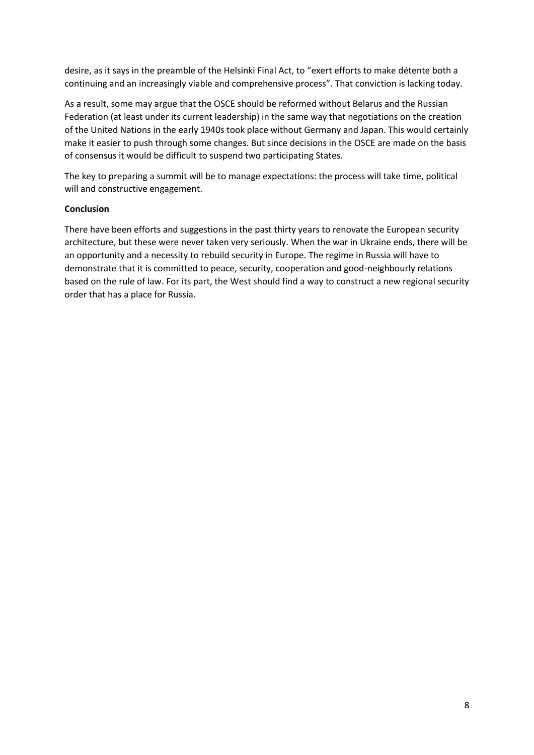desire, as it says in the preamble of the Helsinki Final Act, to "exert efforts to make détente both a continuing and an increasingly viable and comprehensive process". That conviction is lacking today.

As a result, some may argue that the OSCE should be reformed without Belarus and the Russian Federation (at least under its current leadership) in the same way that negotiations on the creation of the United Nations in the early 1940s took place without Germany and Japan. This would certainly make it easier to push through some changes. But since decisions in the OSCE are made on the basis of consensus it would be difficult to suspend two participating States.

The key to preparing a summit will be to manage expectations: the process will take time, political will and constructive engagement.

**Conclusion**

There have been efforts and suggestions in the past thirty years to renovate the European security architecture, but these were never taken very seriously. When the war in Ukraine ends, there will be an opportunity and a necessity to rebuild security in Europe. The regime in Russia will have to demonstrate that it is committed to peace, security, cooperation and good-neighbourly relations based on the rule of law. For its part, the West should find a way to construct a new regional security order that has a place for Russia.